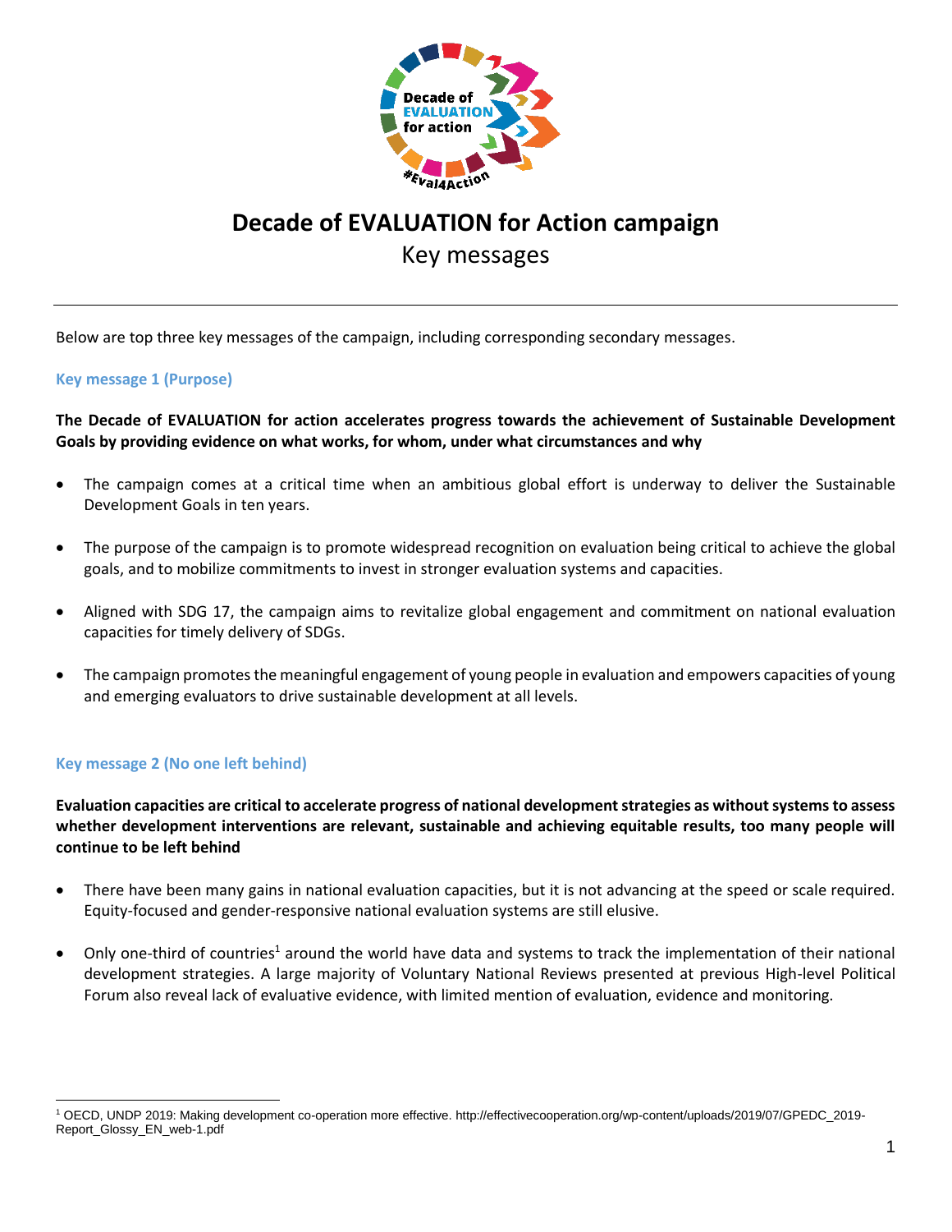# Decade of EVALUATION for Action campaign

## Key messages

---

Below are top three key messages of the campaign, including corresponding secondary messages.

### Key message 1 (Purpose)

**The Decade of EVALUATION for action accelerates progress towards the achievement of Sustainable Development Goals by providing evidence on what works, for whom, under what circumstances and why**

- The campaign comes at a critical time when an ambitious global effort is underway to deliver the Sustainable Development Goals in ten years.
- The purpose of the campaign is to promote widespread recognition on evaluation being critical to achieve the global goals, and to mobilize commitments to invest in stronger evaluation systems and capacities.
- Aligned with SDG 17, the campaign aims to revitalize global engagement and commitment on national evaluation capacities for timely delivery of SDGs.
- The campaign promotes the meaningful engagement of young people in evaluation and empowers capacities of young and emerging evaluators to drive sustainable development at all levels.

### Key message 2 (No one left behind)

**Evaluation capacities are critical to accelerate progress of national development strategies as without systems to assess whether development interventions are relevant, sustainable and achieving equitable results, too many people will continue to be left behind**

- There have been many gains in national evaluation capacities, but it is not advancing at the speed or scale required. Equity-focused and gender-responsive national evaluation systems are still elusive.
- Only one-third of countries[1] around the world have data and systems to track the implementation of their national development strategies. A large majority of Voluntary National Reviews presented at previous High-level Political Forum also reveal lack of evaluative evidence, with limited mention of evaluation, evidence and monitoring.

---

[1] OECD, UNDP 2019: Making development co-operation more effective. http://effectivecooperation.org/wp-content/uploads/2019/07/GPEDC_2019-Report_Glossy_EN_web-1.pdf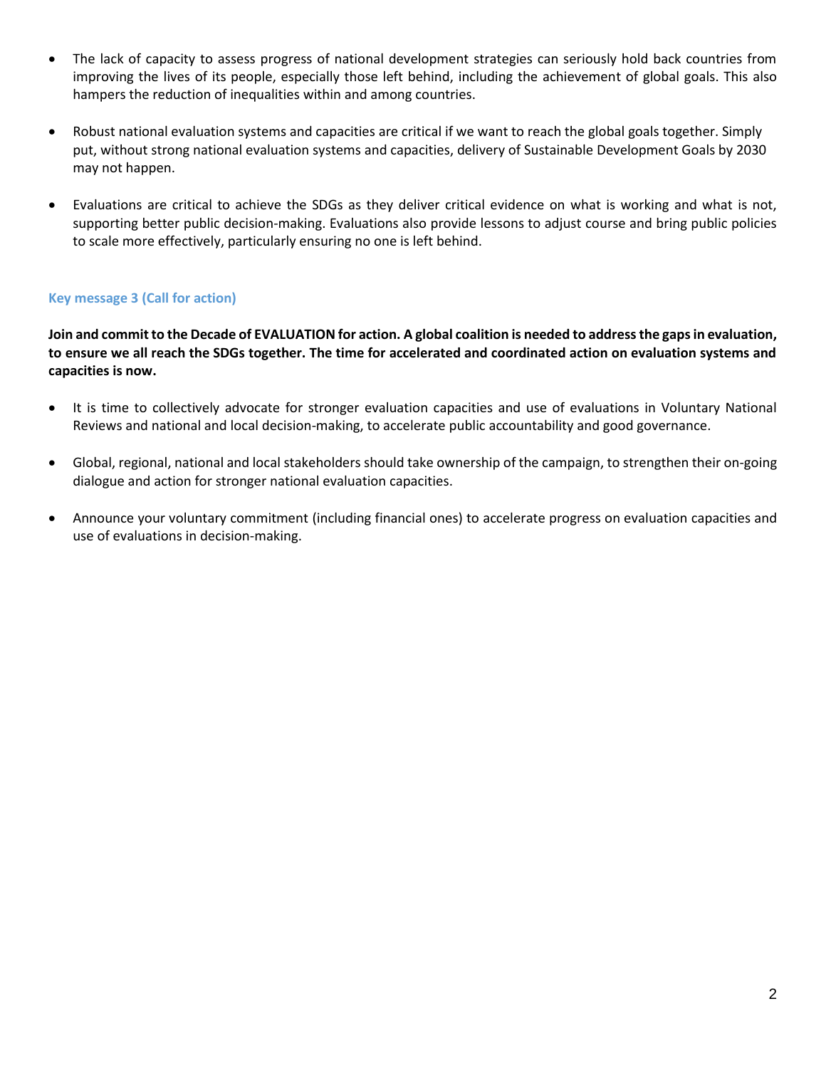- The lack of capacity to assess progress of national development strategies can seriously hold back countries from improving the lives of its people, especially those left behind, including the achievement of global goals. This also hampers the reduction of inequalities within and among countries.

- Robust national evaluation systems and capacities are critical if we want to reach the global goals together. Simply put, without strong national evaluation systems and capacities, delivery of Sustainable Development Goals by 2030 may not happen.

- Evaluations are critical to achieve the SDGs as they deliver critical evidence on what is working and what is not, supporting better public decision-making. Evaluations also provide lessons to adjust course and bring public policies to scale more effectively, particularly ensuring no one is left behind.

### Key message 3 (Call for action)

**Join and commit to the Decade of EVALUATION for action. A global coalition is needed to address the gaps in evaluation, to ensure we all reach the SDGs together. The time for accelerated and coordinated action on evaluation systems and capacities is now.**

- It is time to collectively advocate for stronger evaluation capacities and use of evaluations in Voluntary National Reviews and national and local decision-making, to accelerate public accountability and good governance.

- Global, regional, national and local stakeholders should take ownership of the campaign, to strengthen their on-going dialogue and action for stronger national evaluation capacities.

- Announce your voluntary commitment (including financial ones) to accelerate progress on evaluation capacities and use of evaluations in decision-making.